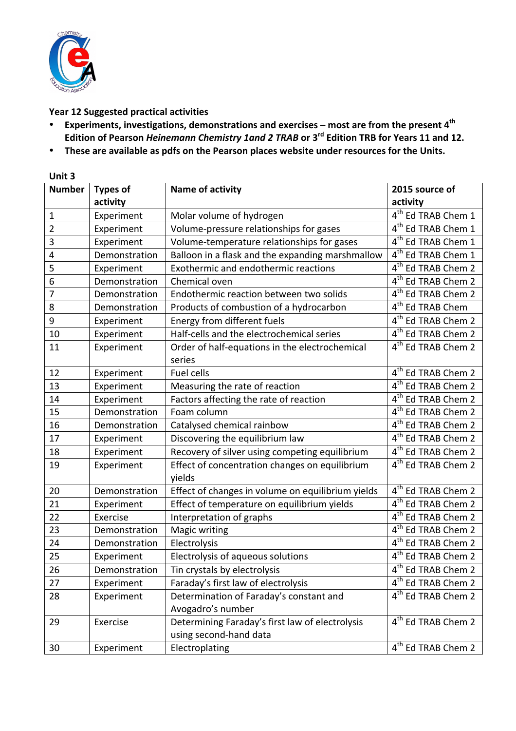**Year 12 Suggested practical activities**

- **Experiments, investigations, demonstrations and exercises – most are from the present 4th Edition of Pearson *Heinemann Chemistry 1and 2 TRAB* or 3rd Edition TRB for Years 11 and 12.**
- **These are available as pdfs on the Pearson places website under resources for the Units.**

**Unit 3**

| Number | Types of activity | Name of activity | 2015 source of activity |
|---|---|---|---|
| 1 | Experiment | Molar volume of hydrogen | 4th Ed TRAB Chem 1 |
| 2 | Experiment | Volume-pressure relationships for gases | 4th Ed TRAB Chem 1 |
| 3 | Experiment | Volume-temperature relationships for gases | 4th Ed TRAB Chem 1 |
| 4 | Demonstration | Balloon in a flask and the expanding marshmallow | 4th Ed TRAB Chem 1 |
| 5 | Experiment | Exothermic and endothermic reactions | 4th Ed TRAB Chem 2 |
| 6 | Demonstration | Chemical oven | 4th Ed TRAB Chem 2 |
| 7 | Demonstration | Endothermic reaction between two solids | 4th Ed TRAB Chem 2 |
| 8 | Demonstration | Products of combustion of a hydrocarbon | 4th Ed TRAB Chem |
| 9 | Experiment | Energy from different fuels | 4th Ed TRAB Chem 2 |
| 10 | Experiment | Half-cells and the electrochemical series | 4th Ed TRAB Chem 2 |
| 11 | Experiment | Order of half-equations in the electrochemical series | 4th Ed TRAB Chem 2 |
| 12 | Experiment | Fuel cells | 4th Ed TRAB Chem 2 |
| 13 | Experiment | Measuring the rate of reaction | 4th Ed TRAB Chem 2 |
| 14 | Experiment | Factors affecting the rate of reaction | 4th Ed TRAB Chem 2 |
| 15 | Demonstration | Foam column | 4th Ed TRAB Chem 2 |
| 16 | Demonstration | Catalysed chemical rainbow | 4th Ed TRAB Chem 2 |
| 17 | Experiment | Discovering the equilibrium law | 4th Ed TRAB Chem 2 |
| 18 | Experiment | Recovery of silver using competing equilibrium | 4th Ed TRAB Chem 2 |
| 19 | Experiment | Effect of concentration changes on equilibrium yields | 4th Ed TRAB Chem 2 |
| 20 | Demonstration | Effect of changes in volume on equilibrium yields | 4th Ed TRAB Chem 2 |
| 21 | Experiment | Effect of temperature on equilibrium yields | 4th Ed TRAB Chem 2 |
| 22 | Exercise | Interpretation of graphs | 4th Ed TRAB Chem 2 |
| 23 | Demonstration | Magic writing | 4th Ed TRAB Chem 2 |
| 24 | Demonstration | Electrolysis | 4th Ed TRAB Chem 2 |
| 25 | Experiment | Electrolysis of aqueous solutions | 4th Ed TRAB Chem 2 |
| 26 | Demonstration | Tin crystals by electrolysis | 4th Ed TRAB Chem 2 |
| 27 | Experiment | Faraday's first law of electrolysis | 4th Ed TRAB Chem 2 |
| 28 | Experiment | Determination of Faraday's constant and Avogadro's number | 4th Ed TRAB Chem 2 |
| 29 | Exercise | Determining Faraday's first law of electrolysis using second-hand data | 4th Ed TRAB Chem 2 |
| 30 | Experiment | Electroplating | 4th Ed TRAB Chem 2 |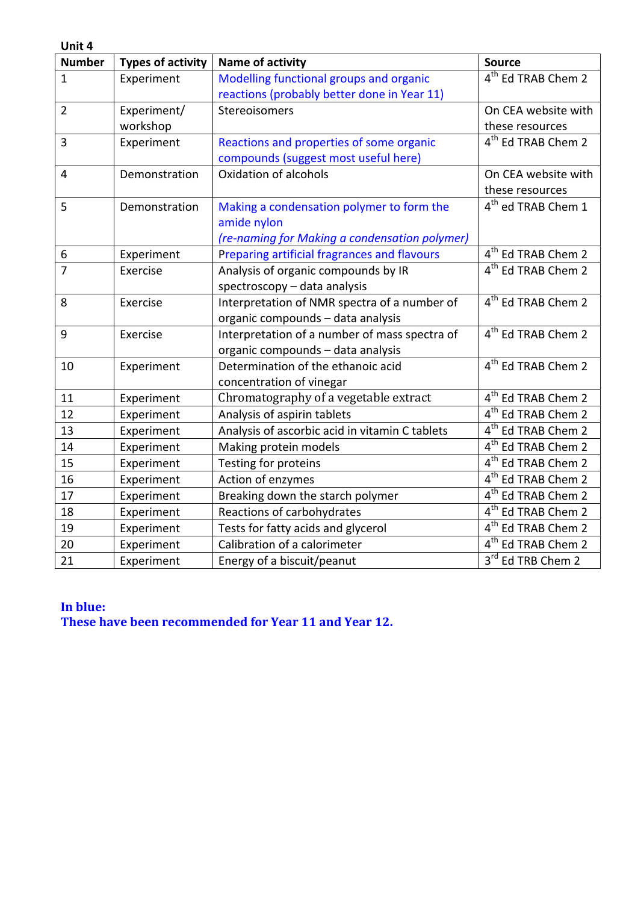Unit 4

| Number | Types of activity | Name of activity | Source |
|---|---|---|---|
| 1 | Experiment | Modelling functional groups and organic reactions (probably better done in Year 11) | 4th Ed TRAB Chem 2 |
| 2 | Experiment/ workshop | Stereoisomers | On CEA website with these resources |
| 3 | Experiment | Reactions and properties of some organic compounds (suggest most useful here) | 4th Ed TRAB Chem 2 |
| 4 | Demonstration | Oxidation of alcohols | On CEA website with these resources |
| 5 | Demonstration | Making a condensation polymer to form the amide nylon *(re-naming for Making a condensation polymer)* | 4th ed TRAB Chem 1 |
| 6 | Experiment | Preparing artificial fragrances and flavours | 4th Ed TRAB Chem 2 |
| 7 | Exercise | Analysis of organic compounds by IR spectroscopy – data analysis | 4th Ed TRAB Chem 2 |
| 8 | Exercise | Interpretation of NMR spectra of a number of organic compounds – data analysis | 4th Ed TRAB Chem 2 |
| 9 | Exercise | Interpretation of a number of mass spectra of organic compounds – data analysis | 4th Ed TRAB Chem 2 |
| 10 | Experiment | Determination of the ethanoic acid concentration of vinegar | 4th Ed TRAB Chem 2 |
| 11 | Experiment | Chromatography of a vegetable extract | 4th Ed TRAB Chem 2 |
| 12 | Experiment | Analysis of aspirin tablets | 4th Ed TRAB Chem 2 |
| 13 | Experiment | Analysis of ascorbic acid in vitamin C tablets | 4th Ed TRAB Chem 2 |
| 14 | Experiment | Making protein models | 4th Ed TRAB Chem 2 |
| 15 | Experiment | Testing for proteins | 4th Ed TRAB Chem 2 |
| 16 | Experiment | Action of enzymes | 4th Ed TRAB Chem 2 |
| 17 | Experiment | Breaking down the starch polymer | 4th Ed TRAB Chem 2 |
| 18 | Experiment | Reactions of carbohydrates | 4th Ed TRAB Chem 2 |
| 19 | Experiment | Tests for fatty acids and glycerol | 4th Ed TRAB Chem 2 |
| 20 | Experiment | Calibration of a calorimeter | 4th Ed TRAB Chem 2 |
| 21 | Experiment | Energy of a biscuit/peanut | 3rd Ed TRB Chem 2 |

**In blue:**
**These have been recommended for Year 11 and Year 12.**